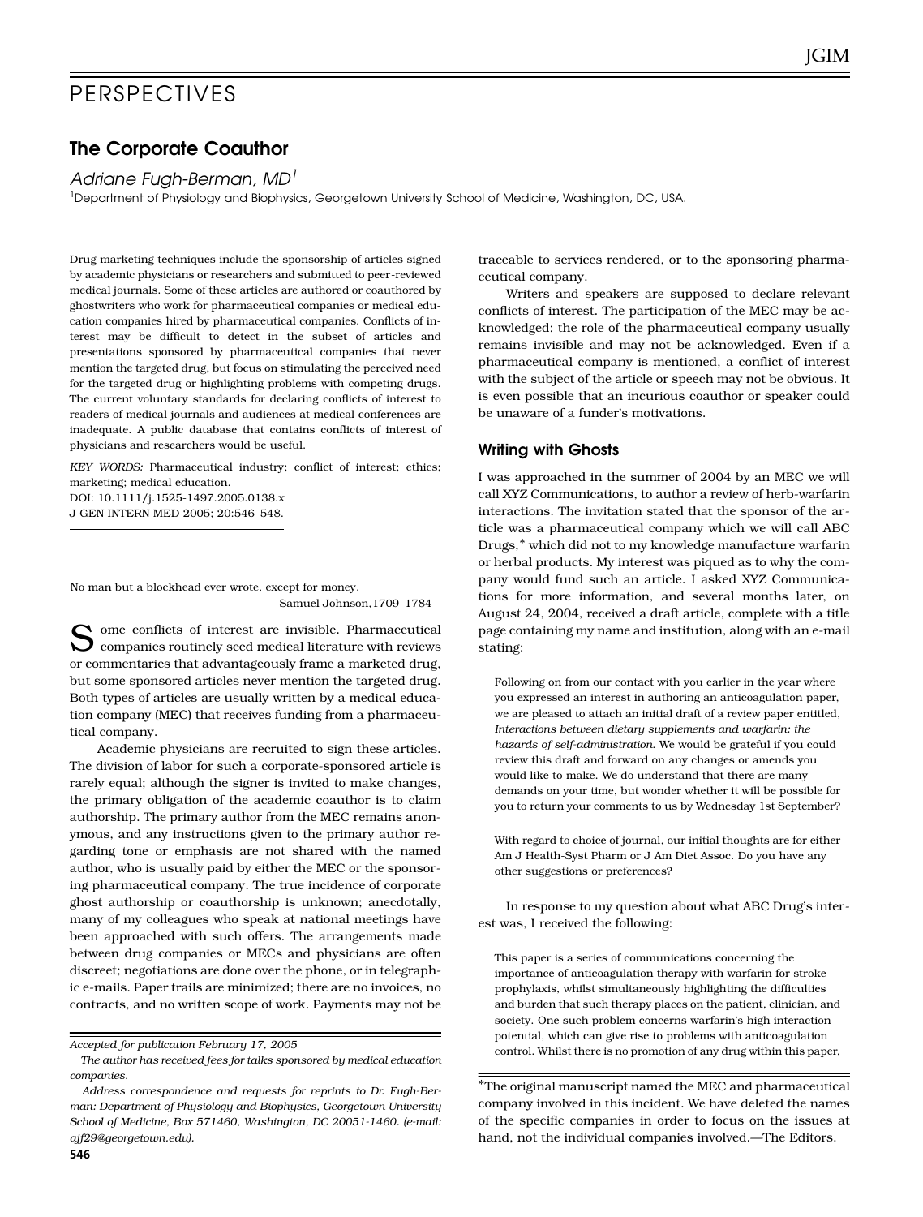# PERSPECTIVES

## The Corporate Coauthor

*Adriane Fugh-Berman, MD*[1]

[1]Department of Physiology and Biophysics, Georgetown University School of Medicine, Washington, DC, USA.

Drug marketing techniques include the sponsorship of articles signed by academic physicians or researchers and submitted to peer-reviewed medical journals. Some of these articles are authored or coauthored by ghostwriters who work for pharmaceutical companies or medical education companies hired by pharmaceutical companies. Conflicts of interest may be difficult to detect in the subset of articles and presentations sponsored by pharmaceutical companies that never mention the targeted drug, but focus on stimulating the perceived need for the targeted drug or highlighting problems with competing drugs. The current voluntary standards for declaring conflicts of interest to readers of medical journals and audiences at medical conferences are inadequate. A public database that contains conflicts of interest of physicians and researchers would be useful.

*KEY WORDS:* Pharmaceutical industry; conflict of interest; ethics; marketing; medical education.

DOI: 10.1111/j.1525-1497.2005.0138.x

J GEN INTERN MED 2005; 20:546–548.

No man but a blockhead ever wrote, except for money.
—Samuel Johnson, 1709–1784

Some conflicts of interest are invisible. Pharmaceutical companies routinely seed medical literature with reviews or commentaries that advantageously frame a marketed drug, but some sponsored articles never mention the targeted drug. Both types of articles are usually written by a medical education company (MEC) that receives funding from a pharmaceutical company.

Academic physicians are recruited to sign these articles. The division of labor for such a corporate-sponsored article is rarely equal; although the signer is invited to make changes, the primary obligation of the academic coauthor is to claim authorship. The primary author from the MEC remains anonymous, and any instructions given to the primary author regarding tone or emphasis are not shared with the named author, who is usually paid by either the MEC or the sponsoring pharmaceutical company. The true incidence of corporate ghost authorship or coauthorship is unknown; anecdotally, many of my colleagues who speak at national meetings have been approached with such offers. The arrangements made between drug companies or MECs and physicians are often discreet; negotiations are done over the phone, or in telegraphic e-mails. Paper trails are minimized; there are no invoices, no contracts, and no written scope of work. Payments may not be traceable to services rendered, or to the sponsoring pharmaceutical company.

Writers and speakers are supposed to declare relevant conflicts of interest. The participation of the MEC may be acknowledged; the role of the pharmaceutical company usually remains invisible and may not be acknowledged. Even if a pharmaceutical company is mentioned, a conflict of interest with the subject of the article or speech may not be obvious. It is even possible that an incurious coauthor or speaker could be unaware of a funder's motivations.

### Writing with Ghosts

I was approached in the summer of 2004 by an MEC we will call XYZ Communications, to author a review of herb-warfarin interactions. The invitation stated that the sponsor of the article was a pharmaceutical company which we will call ABC Drugs,* which did not to my knowledge manufacture warfarin or herbal products. My interest was piqued as to why the company would fund such an article. I asked XYZ Communications for more information, and several months later, on August 24, 2004, received a draft article, complete with a title page containing my name and institution, along with an e-mail stating:

> Following on from our contact with you earlier in the year where you expressed an interest in authoring an anticoagulation paper, we are pleased to attach an initial draft of a review paper entitled, *Interactions between dietary supplements and warfarin: the hazards of self-administration*. We would be grateful if you could review this draft and forward on any changes or amends you would like to make. We do understand that there are many demands on your time, but wonder whether it will be possible for you to return your comments to us by Wednesday 1st September?
>
> With regard to choice of journal, our initial thoughts are for either Am J Health-Syst Pharm or J Am Diet Assoc. Do you have any other suggestions or preferences?

In response to my question about what ABC Drug's interest was, I received the following:

> This paper is a series of communications concerning the importance of anticoagulation therapy with warfarin for stroke prophylaxis, whilst simultaneously highlighting the difficulties and burden that such therapy places on the patient, clinician, and society. One such problem concerns warfarin's high interaction potential, which can give rise to problems with anticoagulation control. Whilst there is no promotion of any drug within this paper,

*Accepted for publication February 17, 2005*

*The author has received fees for talks sponsored by medical education companies.*

*Address correspondence and requests for reprints to Dr. Fugh-Berman: Department of Physiology and Biophysics, Georgetown University School of Medicine, Box 571460, Washington, DC 20051-1460. (e-mail: ajf29@georgetown.edu).*

*The original manuscript named the MEC and pharmaceutical company involved in this incident. We have deleted the names of the specific companies in order to focus on the issues at hand, not the individual companies involved.—The Editors.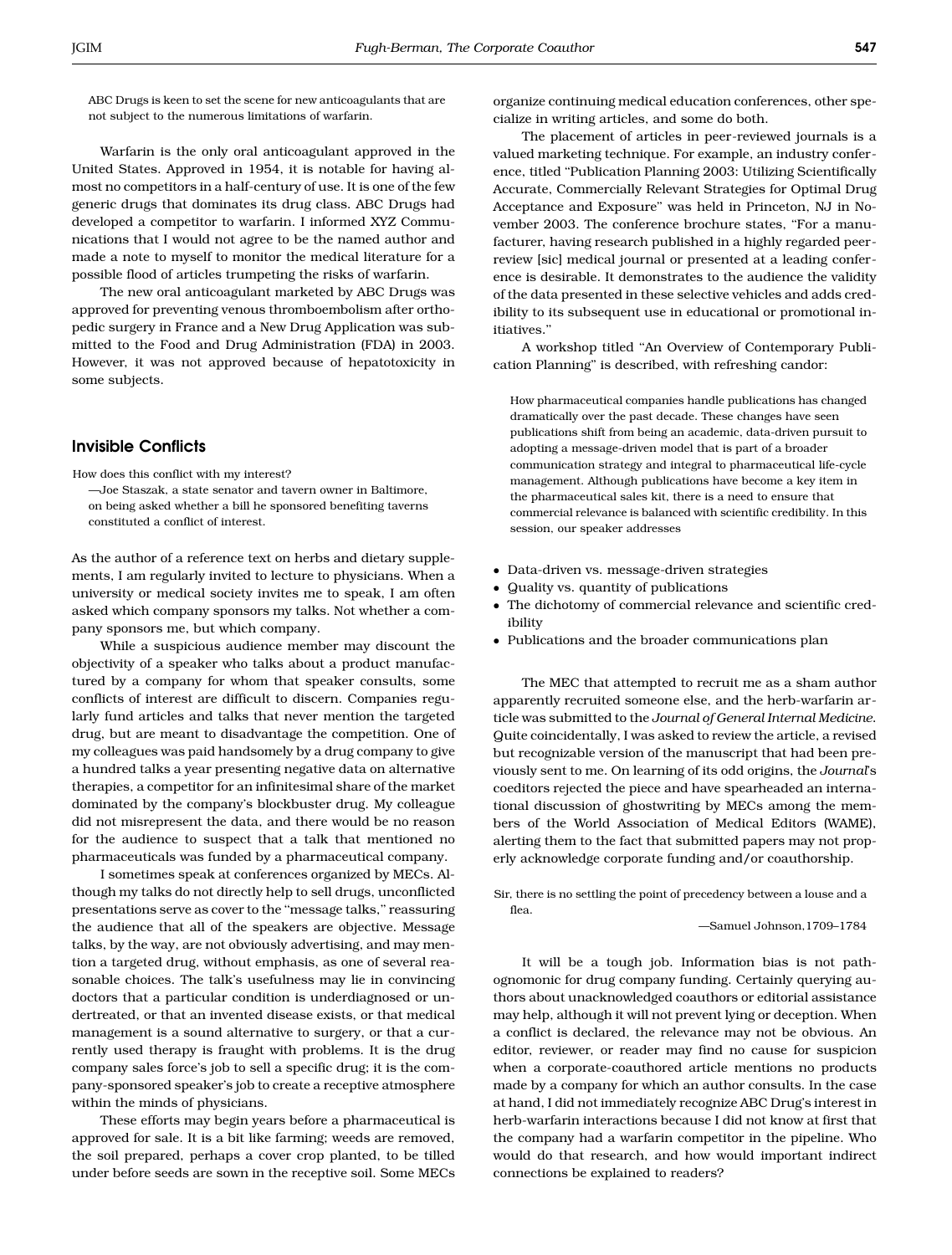ABC Drugs is keen to set the scene for new anticoagulants that are not subject to the numerous limitations of warfarin.

Warfarin is the only oral anticoagulant approved in the United States. Approved in 1954, it is notable for having almost no competitors in a half-century of use. It is one of the few generic drugs that dominates its drug class. ABC Drugs had developed a competitor to warfarin. I informed XYZ Communications that I would not agree to be the named author and made a note to myself to monitor the medical literature for a possible flood of articles trumpeting the risks of warfarin.

The new oral anticoagulant marketed by ABC Drugs was approved for preventing venous thromboembolism after orthopedic surgery in France and a New Drug Application was submitted to the Food and Drug Administration (FDA) in 2003. However, it was not approved because of hepatotoxicity in some subjects.

## Invisible Conflicts

How does this conflict with my interest?
—Joe Staszak, a state senator and tavern owner in Baltimore, on being asked whether a bill he sponsored benefiting taverns constituted a conflict of interest.

As the author of a reference text on herbs and dietary supplements, I am regularly invited to lecture to physicians. When a university or medical society invites me to speak, I am often asked which company sponsors my talks. Not whether a company sponsors me, but which company.

While a suspicious audience member may discount the objectivity of a speaker who talks about a product manufactured by a company for whom that speaker consults, some conflicts of interest are difficult to discern. Companies regularly fund articles and talks that never mention the targeted drug, but are meant to disadvantage the competition. One of my colleagues was paid handsomely by a drug company to give a hundred talks a year presenting negative data on alternative therapies, a competitor for an infinitesimal share of the market dominated by the company's blockbuster drug. My colleague did not misrepresent the data, and there would be no reason for the audience to suspect that a talk that mentioned no pharmaceuticals was funded by a pharmaceutical company.

I sometimes speak at conferences organized by MECs. Although my talks do not directly help to sell drugs, unconflicted presentations serve as cover to the "message talks," reassuring the audience that all of the speakers are objective. Message talks, by the way, are not obviously advertising, and may mention a targeted drug, without emphasis, as one of several reasonable choices. The talk's usefulness may lie in convincing doctors that a particular condition is underdiagnosed or undertreated, or that an invented disease exists, or that medical management is a sound alternative to surgery, or that a currently used therapy is fraught with problems. It is the drug company sales force's job to sell a specific drug; it is the company-sponsored speaker's job to create a receptive atmosphere within the minds of physicians.

These efforts may begin years before a pharmaceutical is approved for sale. It is a bit like farming; weeds are removed, the soil prepared, perhaps a cover crop planted, to be tilled under before seeds are sown in the receptive soil. Some MECs organize continuing medical education conferences, other specialize in writing articles, and some do both.

The placement of articles in peer-reviewed journals is a valued marketing technique. For example, an industry conference, titled "Publication Planning 2003: Utilizing Scientifically Accurate, Commercially Relevant Strategies for Optimal Drug Acceptance and Exposure" was held in Princeton, NJ in November 2003. The conference brochure states, "For a manufacturer, having research published in a highly regarded peer-review [sic] medical journal or presented at a leading conference is desirable. It demonstrates to the audience the validity of the data presented in these selective vehicles and adds credibility to its subsequent use in educational or promotional initiatives."

A workshop titled "An Overview of Contemporary Publication Planning" is described, with refreshing candor:

How pharmaceutical companies handle publications has changed dramatically over the past decade. These changes have seen publications shift from being an academic, data-driven pursuit to adopting a message-driven model that is part of a broader communication strategy and integral to pharmaceutical life-cycle management. Although publications have become a key item in the pharmaceutical sales kit, there is a need to ensure that commercial relevance is balanced with scientific credibility. In this session, our speaker addresses

- Data-driven vs. message-driven strategies
- Quality vs. quantity of publications
- The dichotomy of commercial relevance and scientific credibility
- Publications and the broader communications plan

The MEC that attempted to recruit me as a sham author apparently recruited someone else, and the herb-warfarin article was submitted to the *Journal of General Internal Medicine.* Quite coincidentally, I was asked to review the article, a revised but recognizable version of the manuscript that had been previously sent to me. On learning of its odd origins, the *Journal*'s coeditors rejected the piece and have spearheaded an international discussion of ghostwriting by MECs among the members of the World Association of Medical Editors (WAME), alerting them to the fact that submitted papers may not properly acknowledge corporate funding and/or coauthorship.

Sir, there is no settling the point of precedency between a louse and a flea.
—Samuel Johnson, 1709–1784

It will be a tough job. Information bias is not pathognomonic for drug company funding. Certainly querying authors about unacknowledged coauthors or editorial assistance may help, although it will not prevent lying or deception. When a conflict is declared, the relevance may not be obvious. An editor, reviewer, or reader may find no cause for suspicion when a corporate-coauthored article mentions no products made by a company for which an author consults. In the case at hand, I did not immediately recognize ABC Drug's interest in herb-warfarin interactions because I did not know at first that the company had a warfarin competitor in the pipeline. Who would do that research, and how would important indirect connections be explained to readers?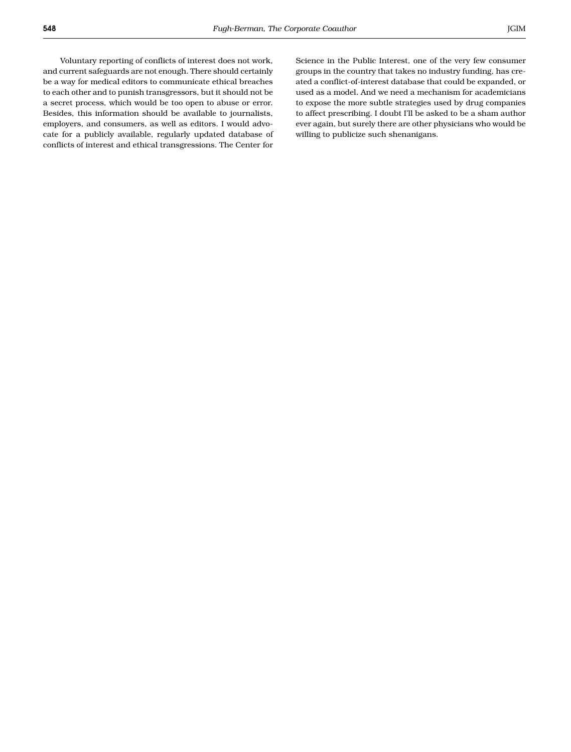Voluntary reporting of conflicts of interest does not work, and current safeguards are not enough. There should certainly be a way for medical editors to communicate ethical breaches to each other and to punish transgressors, but it should not be a secret process, which would be too open to abuse or error. Besides, this information should be available to journalists, employers, and consumers, as well as editors. I would advocate for a publicly available, regularly updated database of conflicts of interest and ethical transgressions. The Center for Science in the Public Interest, one of the very few consumer groups in the country that takes no industry funding, has created a conflict-of-interest database that could be expanded, or used as a model. And we need a mechanism for academicians to expose the more subtle strategies used by drug companies to affect prescribing. I doubt I'll be asked to be a sham author ever again, but surely there are other physicians who would be willing to publicize such shenanigans.